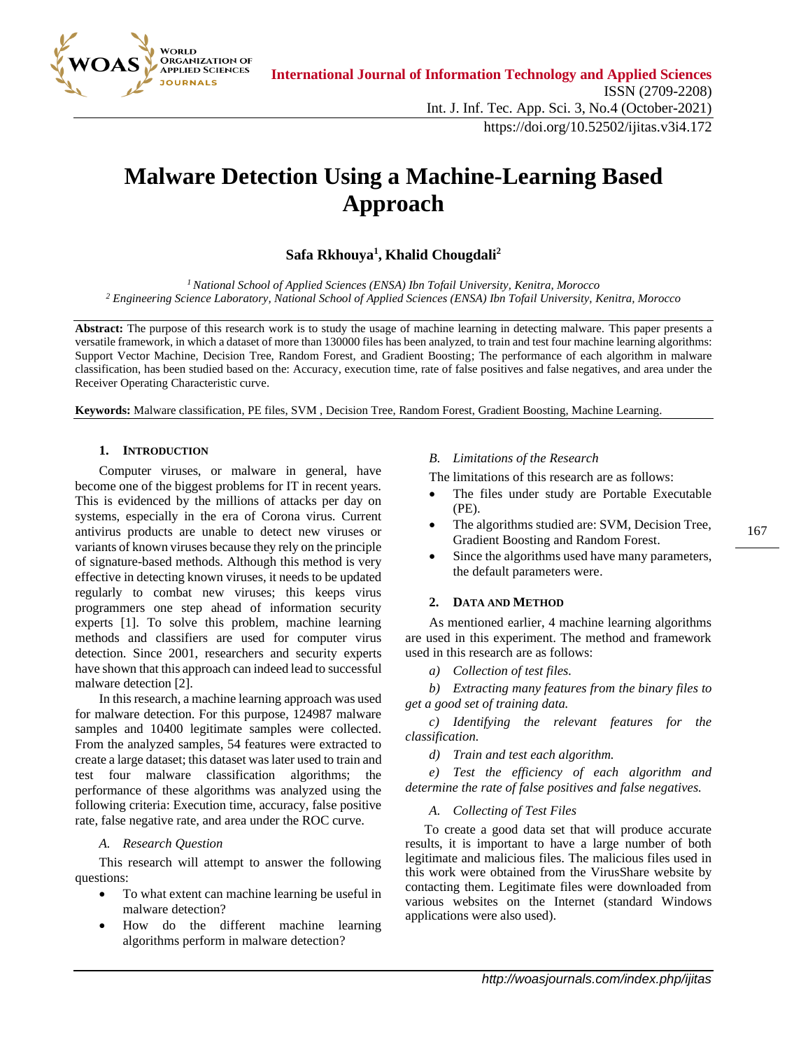# Malware Detection Using a Machine-Learning Based Approach

**Safa Rkhouya[1], Khalid Chougdali[2]**

*[1] National School of Applied Sciences (ENSA) Ibn Tofail University, Kenitra, Morocco*
*[2] Engineering Science Laboratory, National School of Applied Sciences (ENSA) Ibn Tofail University, Kenitra, Morocco*

**Abstract:** The purpose of this research work is to study the usage of machine learning in detecting malware. This paper presents a versatile framework, in which a dataset of more than 130000 files has been analyzed, to train and test four machine learning algorithms: Support Vector Machine, Decision Tree, Random Forest, and Gradient Boosting; The performance of each algorithm in malware classification, has been studied based on the: Accuracy, execution time, rate of false positives and false negatives, and area under the Receiver Operating Characteristic curve.

**Keywords:** Malware classification, PE files, SVM , Decision Tree, Random Forest, Gradient Boosting, Machine Learning.

## 1. Introduction

Computer viruses, or malware in general, have become one of the biggest problems for IT in recent years. This is evidenced by the millions of attacks per day on systems, especially in the era of Corona virus. Current antivirus products are unable to detect new viruses or variants of known viruses because they rely on the principle of signature-based methods. Although this method is very effective in detecting known viruses, it needs to be updated regularly to combat new viruses; this keeps virus programmers one step ahead of information security experts [1]. To solve this problem, machine learning methods and classifiers are used for computer virus detection. Since 2001, researchers and security experts have shown that this approach can indeed lead to successful malware detection [2].

In this research, a machine learning approach was used for malware detection. For this purpose, 124987 malware samples and 10400 legitimate samples were collected. From the analyzed samples, 54 features were extracted to create a large dataset; this dataset was later used to train and test four malware classification algorithms; the performance of these algorithms was analyzed using the following criteria: Execution time, accuracy, false positive rate, false negative rate, and area under the ROC curve.

### *A. Research Question*

This research will attempt to answer the following questions:

- To what extent can machine learning be useful in malware detection?
- How do the different machine learning algorithms perform in malware detection?

### *B. Limitations of the Research*

The limitations of this research are as follows:

- The files under study are Portable Executable (PE).
- The algorithms studied are: SVM, Decision Tree, Gradient Boosting and Random Forest.
- Since the algorithms used have many parameters, the default parameters were.

## 2. Data and Method

As mentioned earlier, 4 machine learning algorithms are used in this experiment. The method and framework used in this research are as follows:

*a) Collection of test files.*

*b) Extracting many features from the binary files to get a good set of training data.*

*c) Identifying the relevant features for the classification.*

*d) Train and test each algorithm.*

*e) Test the efficiency of each algorithm and determine the rate of false positives and false negatives.*

### *A. Collecting of Test Files*

To create a good data set that will produce accurate results, it is important to have a large number of both legitimate and malicious files. The malicious files used in this work were obtained from the VirusShare website by contacting them. Legitimate files were downloaded from various websites on the Internet (standard Windows applications were also used).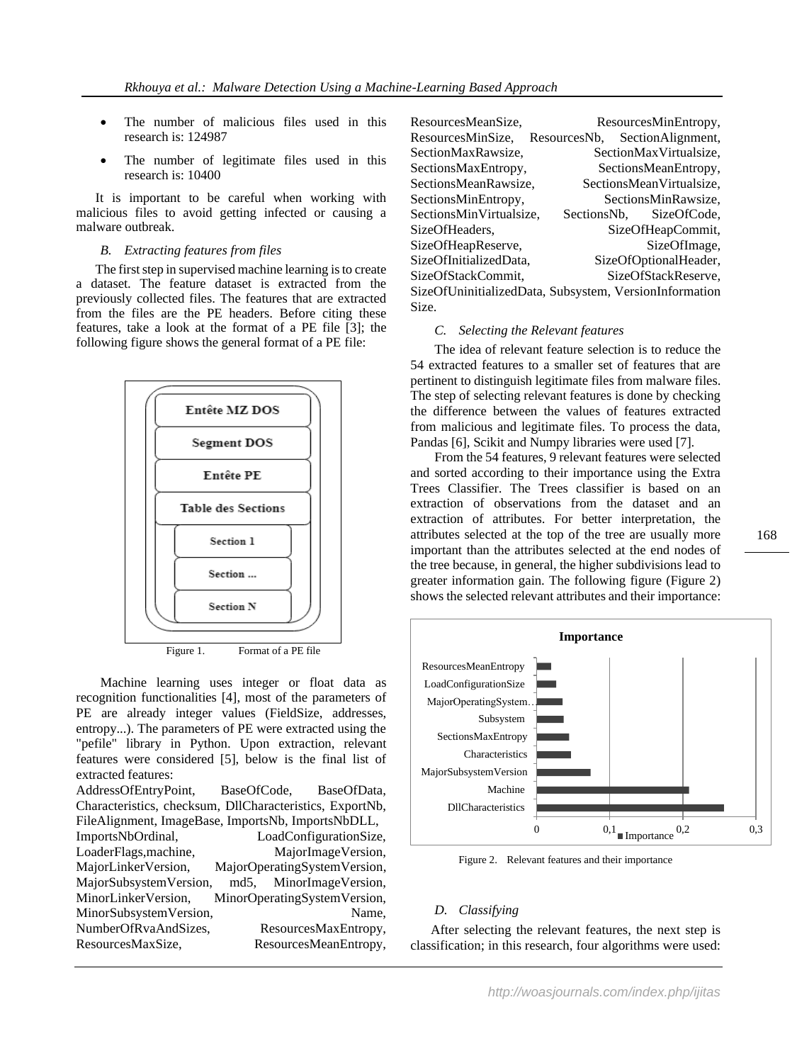- The number of malicious files used in this research is: 124987
- The number of legitimate files used in this research is: 10400

It is important to be careful when working with malicious files to avoid getting infected or causing a malware outbreak.

### *B. Extracting features from files*

The first step in supervised machine learning is to create a dataset. The feature dataset is extracted from the previously collected files. The features that are extracted from the files are the PE headers. Before citing these features, take a look at the format of a PE file [3]; the following figure shows the general format of a PE file:

Figure 1. Format of a PE file

Machine learning uses integer or float data as recognition functionalities [4], most of the parameters of PE are already integer values (FieldSize, addresses, entropy...). The parameters of PE were extracted using the "pefile" library in Python. Upon extraction, relevant features were considered [5], below is the final list of extracted features:

AddressOfEntryPoint, BaseOfCode, BaseOfData, Characteristics, checksum, DllCharacteristics, ExportNb, FileAlignment, ImageBase, ImportsNb, ImportsNbDLL, ImportsNbOrdinal, LoadConfigurationSize, LoaderFlags,machine, MajorImageVersion, MajorLinkerVersion, MajorOperatingSystemVersion, MajorSubsystemVersion, md5, MinorImageVersion, MinorLinkerVersion, MinorOperatingSystemVersion, MinorSubsystemVersion, Name, NumberOfRvaAndSizes, ResourcesMaxEntropy, ResourcesMaxSize, ResourcesMeanEntropy, ResourcesMeanSize, ResourcesMinEntropy, ResourcesMinSize, ResourcesNb, SectionAlignment, SectionMaxRawsize, SectionMaxVirtualsize, SectionsMaxEntropy, SectionsMeanEntropy, SectionsMeanRawsize, SectionsMeanVirtualsize, SectionsMinEntropy, SectionsMinRawsize, SectionsMinVirtualsize, SectionsNb, SizeOfCode, SizeOfHeaders, SizeOfHeapCommit, SizeOfHeapReserve, SizeOfImage, SizeOfInitializedData, SizeOfOptionalHeader, SizeOfStackCommit, SizeOfStackReserve, SizeOfUninitializedData, Subsystem, VersionInformation Size.

### *C. Selecting the Relevant features*

The idea of relevant feature selection is to reduce the 54 extracted features to a smaller set of features that are pertinent to distinguish legitimate files from malware files. The step of selecting relevant features is done by checking the difference between the values of features extracted from malicious and legitimate files. To process the data, Pandas [6], Scikit and Numpy libraries were used [7].

From the 54 features, 9 relevant features were selected and sorted according to their importance using the Extra Trees Classifier. The Trees classifier is based on an extraction of observations from the dataset and an extraction of attributes. For better interpretation, the attributes selected at the top of the tree are usually more important than the attributes selected at the end nodes of the tree because, in general, the higher subdivisions lead to greater information gain. The following figure (Figure 2) shows the selected relevant attributes and their importance:

Figure 2. Relevant features and their importance

### *D. Classifying*

After selecting the relevant features, the next step is classification; in this research, four algorithms were used: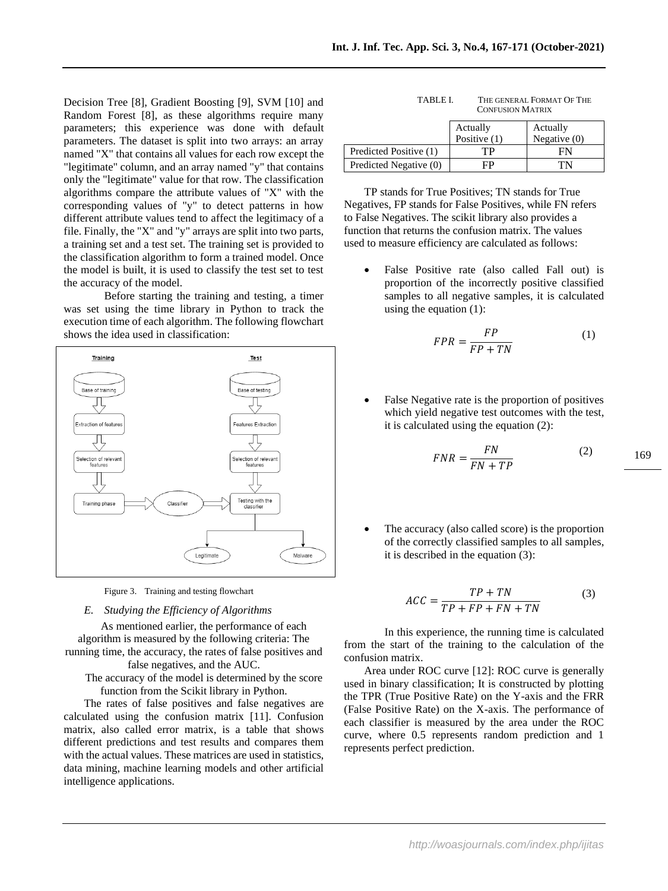Decision Tree [8], Gradient Boosting [9], SVM [10] and Random Forest [8], as these algorithms require many parameters; this experience was done with default parameters. The dataset is split into two arrays: an array named "X" that contains all values for each row except the "legitimate" column, and an array named "y" that contains only the "legitimate" value for that row. The classification algorithms compare the attribute values of "X" with the corresponding values of "y" to detect patterns in how different attribute values tend to affect the legitimacy of a file. Finally, the "X" and "y" arrays are split into two parts, a training set and a test set. The training set is provided to the classification algorithm to form a trained model. Once the model is built, it is used to classify the test set to test the accuracy of the model.

Before starting the training and testing, a timer was set using the time library in Python to track the execution time of each algorithm. The following flowchart shows the idea used in classification:

Figure 3. Training and testing flowchart

### E. Studying the Efficiency of Algorithms

As mentioned earlier, the performance of each algorithm is measured by the following criteria: The running time, the accuracy, the rates of false positives and false negatives, and the AUC.

The accuracy of the model is determined by the score function from the Scikit library in Python.

The rates of false positives and false negatives are calculated using the confusion matrix [11]. Confusion matrix, also called error matrix, is a table that shows different predictions and test results and compares them with the actual values. These matrices are used in statistics, data mining, machine learning models and other artificial intelligence applications.

TABLE I. THE GENERAL FORMAT OF THE CONFUSION MATRIX

| | Actually Positive (1) | Actually Negative (0) |
|---|---|---|
| Predicted Positive (1) | TP | FN |
| Predicted Negative (0) | FP | TN |

TP stands for True Positives; TN stands for True Negatives, FP stands for False Positives, while FN refers to False Negatives. The scikit library also provides a function that returns the confusion matrix. The values used to measure efficiency are calculated as follows:

- False Positive rate (also called Fall out) is proportion of the incorrectly positive classified samples to all negative samples, it is calculated using the equation (1):

$$FPR = \frac{FP}{FP + TN} \tag{1}$$

- False Negative rate is the proportion of positives which yield negative test outcomes with the test, it is calculated using the equation (2):

$$FNR = \frac{FN}{FN + TP} \tag{2}$$

- The accuracy (also called score) is the proportion of the correctly classified samples to all samples, it is described in the equation (3):

$$ACC = \frac{TP + TN}{TP + FP + FN + TN} \tag{3}$$

In this experience, the running time is calculated from the start of the training to the calculation of the confusion matrix.

Area under ROC curve [12]: ROC curve is generally used in binary classification; It is constructed by plotting the TPR (True Positive Rate) on the Y-axis and the FRR (False Positive Rate) on the X-axis. The performance of each classifier is measured by the area under the ROC curve, where 0.5 represents random prediction and 1 represents perfect prediction.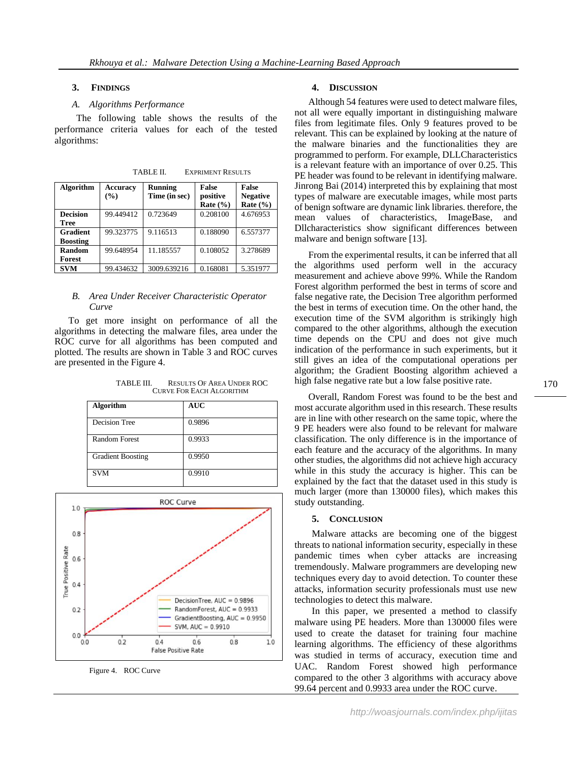## 3. Findings

### A. Algorithms Performance

The following table shows the results of the performance criteria values for each of the tested algorithms:

TABLE II. EXPRIMENT RESULTS

| Algorithm | Accuracy (%) | Running Time (in sec) | False positive Rate (%) | False Negative Rate (%) |
|---|---|---|---|---|
| **Decision Tree** | 99.449412 | 0.723649 | 0.208100 | 4.676953 |
| **Gradient Boosting** | 99.323775 | 9.116513 | 0.188090 | 6.557377 |
| **Random Forest** | 99.648954 | 11.185557 | 0.108052 | 3.278689 |
| **SVM** | 99.434632 | 3009.639216 | 0.168081 | 5.351977 |

### B. Area Under Receiver Characteristic Operator Curve

To get more insight on performance of all the algorithms in detecting the malware files, area under the ROC curve for all algorithms has been computed and plotted. The results are shown in Table 3 and ROC curves are presented in the Figure 4.

TABLE III. RESULTS OF AREA UNDER ROC CURVE FOR EACH ALGORITHM

| Algorithm | AUC |
|---|---|
| Decision Tree | 0.9896 |
| Random Forest | 0.9933 |
| Gradient Boosting | 0.9950 |
| SVM | 0.9910 |

Figure 4. ROC Curve

## 4. Discussion

Although 54 features were used to detect malware files, not all were equally important in distinguishing malware files from legitimate files. Only 9 features proved to be relevant. This can be explained by looking at the nature of the malware binaries and the functionalities they are programmed to perform. For example, DLLCharacteristics is a relevant feature with an importance of over 0.25. This PE header was found to be relevant in identifying malware. Jinrong Bai (2014) interpreted this by explaining that most types of malware are executable images, while most parts of benign software are dynamic link libraries. therefore, the mean values of characteristics, ImageBase, and Dllcharacteristics show significant differences between malware and benign software [13].

From the experimental results, it can be inferred that all the algorithms used perform well in the accuracy measurement and achieve above 99%. While the Random Forest algorithm performed the best in terms of score and false negative rate, the Decision Tree algorithm performed the best in terms of execution time. On the other hand, the execution time of the SVM algorithm is strikingly high compared to the other algorithms, although the execution time depends on the CPU and does not give much indication of the performance in such experiments, but it still gives an idea of the computational operations per algorithm; the Gradient Boosting algorithm achieved a high false negative rate but a low false positive rate.

Overall, Random Forest was found to be the best and most accurate algorithm used in this research. These results are in line with other research on the same topic, where the 9 PE headers were also found to be relevant for malware classification. The only difference is in the importance of each feature and the accuracy of the algorithms. In many other studies, the algorithms did not achieve high accuracy while in this study the accuracy is higher. This can be explained by the fact that the dataset used in this study is much larger (more than 130000 files), which makes this study outstanding.

## 5. Conclusion

Malware attacks are becoming one of the biggest threats to national information security, especially in these pandemic times when cyber attacks are increasing tremendously. Malware programmers are developing new techniques every day to avoid detection. To counter these attacks, information security professionals must use new technologies to detect this malware.

In this paper, we presented a method to classify malware using PE headers. More than 130000 files were used to create the dataset for training four machine learning algorithms. The efficiency of these algorithms was studied in terms of accuracy, execution time and UAC. Random Forest showed high performance compared to the other 3 algorithms with accuracy above 99.64 percent and 0.9933 area under the ROC curve.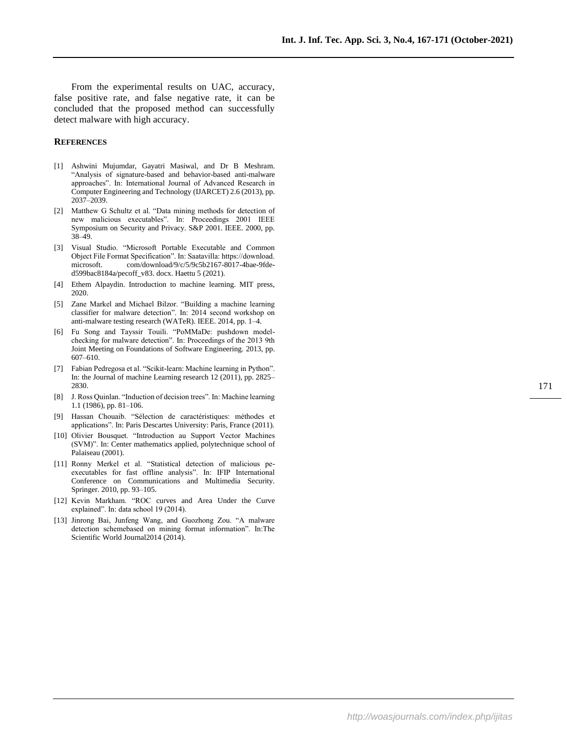From the experimental results on UAC, accuracy, false positive rate, and false negative rate, it can be concluded that the proposed method can successfully detect malware with high accuracy.

## REFERENCES

[1] Ashwini Mujumdar, Gayatri Masiwal, and Dr B Meshram. “Analysis of signature-based and behavior-based anti-malware approaches”. In: International Journal of Advanced Research in Computer Engineering and Technology (IJARCET) 2.6 (2013), pp. 2037–2039.

[2] Matthew G Schultz et al. “Data mining methods for detection of new malicious executables”. In: Proceedings 2001 IEEE Symposium on Security and Privacy. S&P 2001. IEEE. 2000, pp. 38–49.

[3] Visual Studio. “Microsoft Portable Executable and Common Object File Format Specification”. In: Saatavilla: https://download. microsoft. com/download/9/c/5/9c5b2167-8017-4bae-9fde-d599bac8184a/pecoff_v83. docx. Haettu 5 (2021).

[4] Ethem Alpaydin. Introduction to machine learning. MIT press, 2020.

[5] Zane Markel and Michael Bilzor. “Building a machine learning classifier for malware detection”. In: 2014 second workshop on anti-malware testing research (WATeR). IEEE. 2014, pp. 1–4.

[6] Fu Song and Tayssir Touili. “PoMMaDe: pushdown model-checking for malware detection”. In: Proceedings of the 2013 9th Joint Meeting on Foundations of Software Engineering. 2013, pp. 607–610.

[7] Fabian Pedregosa et al. “Scikit-learn: Machine learning in Python”. In: the Journal of machine Learning research 12 (2011), pp. 2825–2830.

[8] J. Ross Quinlan. “Induction of decision trees”. In: Machine learning 1.1 (1986), pp. 81–106.

[9] Hassan Chouaib. “Sélection de caractéristiques: méthodes et applications”. In: Paris Descartes University: Paris, France (2011).

[10] Olivier Bousquet. “Introduction au Support Vector Machines (SVM)”. In: Center mathematics applied, polytechnique school of Palaiseau (2001).

[11] Ronny Merkel et al. “Statistical detection of malicious pe-executables for fast offline analysis”. In: IFIP International Conference on Communications and Multimedia Security. Springer. 2010, pp. 93–105.

[12] Kevin Markham. “ROC curves and Area Under the Curve explained”. In: data school 19 (2014).

[13] Jinrong Bai, Junfeng Wang, and Guozhong Zou. “A malware detection schemebased on mining format information”. In:The Scientific World Journal2014 (2014).